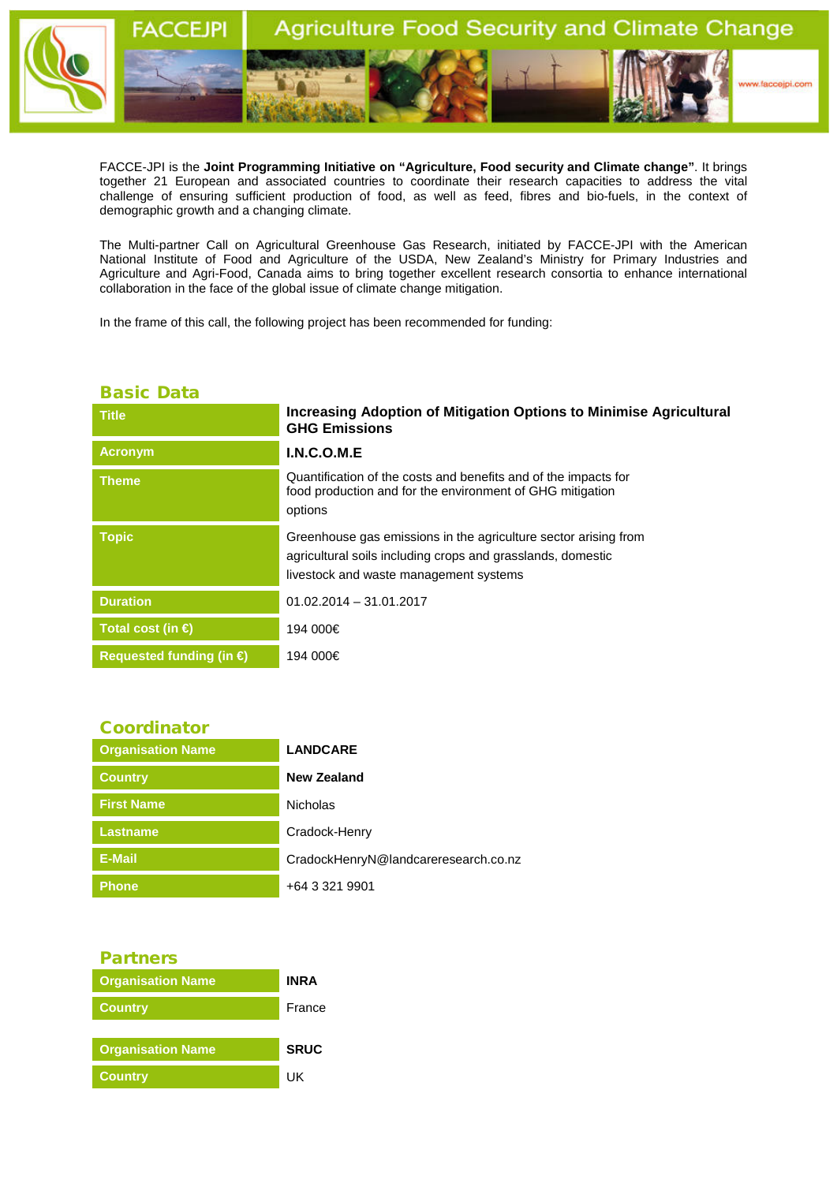FACCE-JPI is the **Joint Programming Initiative on "Agriculture, Food security and Climate change"**. It brings together 21 European and associated countries to coordinate their research capacities to address the vital challenge of ensuring sufficient production of food, as well as feed, fibres and bio-fuels, in the context of demographic growth and a changing climate.

The Multi-partner Call on Agricultural Greenhouse Gas Research, initiated by FACCE-JPI with the American National Institute of Food and Agriculture of the USDA, New Zealand's Ministry for Primary Industries and Agriculture and Agri-Food, Canada aims to bring together excellent research consortia to enhance international collaboration in the face of the global issue of climate change mitigation.

In the frame of this call, the following project has been recommended for funding:

## Basic Data

| | |
|---|---|
| **Title** | **Increasing Adoption of Mitigation Options to Minimise Agricultural GHG Emissions** |
| **Acronym** | **I.N.C.O.M.E** |
| **Theme** | Quantification of the costs and benefits and of the impacts for food production and for the environment of GHG mitigation options |
| **Topic** | Greenhouse gas emissions in the agriculture sector arising from agricultural soils including crops and grasslands, domestic livestock and waste management systems |
| **Duration** | 01.02.2014 – 31.01.2017 |
| **Total cost (in €)** | 194 000€ |
| **Requested funding (in €)** | 194 000€ |

## Coordinator

| | |
|---|---|
| **Organisation Name** | **LANDCARE** |
| **Country** | **New Zealand** |
| **First Name** | Nicholas |
| **Lastname** | Cradock-Henry |
| **E-Mail** | CradockHenryN@landcareresearch.co.nz |
| **Phone** | +64 3 321 9901 |

## Partners

| | |
|---|---|
| **Organisation Name** | **INRA** |
| **Country** | France |

| | |
|---|---|
| **Organisation Name** | **SRUC** |
| **Country** | UK |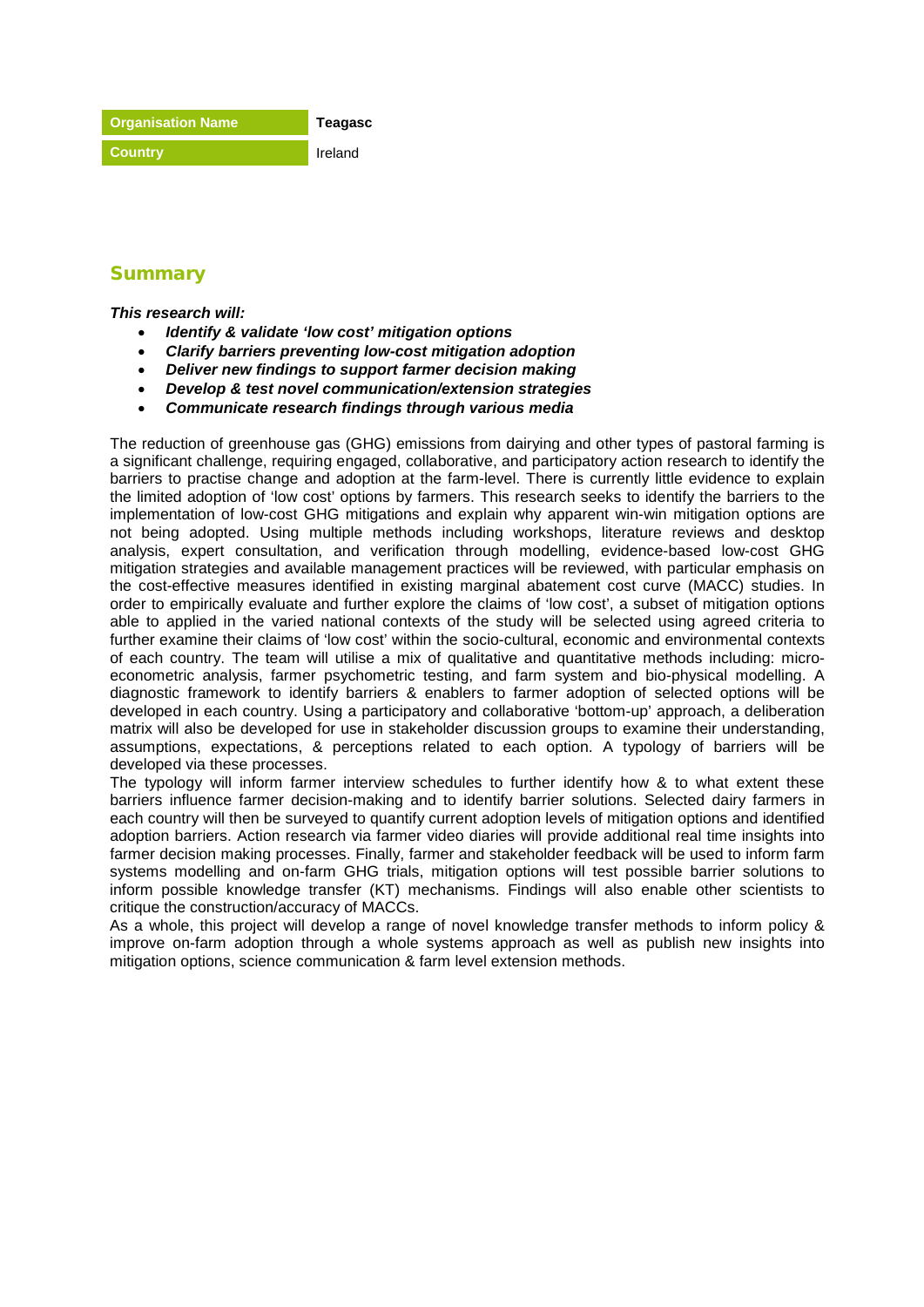| | |
|---|---|
| **Organisation Name** | **Teagasc** |
| **Country** | Ireland |

## Summary

***This research will:***

- ***Identify & validate 'low cost' mitigation options***
- ***Clarify barriers preventing low-cost mitigation adoption***
- ***Deliver new findings to support farmer decision making***
- ***Develop & test novel communication/extension strategies***
- ***Communicate research findings through various media***

The reduction of greenhouse gas (GHG) emissions from dairying and other types of pastoral farming is a significant challenge, requiring engaged, collaborative, and participatory action research to identify the barriers to practise change and adoption at the farm-level. There is currently little evidence to explain the limited adoption of 'low cost' options by farmers. This research seeks to identify the barriers to the implementation of low-cost GHG mitigations and explain why apparent win-win mitigation options are not being adopted. Using multiple methods including workshops, literature reviews and desktop analysis, expert consultation, and verification through modelling, evidence-based low-cost GHG mitigation strategies and available management practices will be reviewed, with particular emphasis on the cost-effective measures identified in existing marginal abatement cost curve (MACC) studies. In order to empirically evaluate and further explore the claims of 'low cost', a subset of mitigation options able to applied in the varied national contexts of the study will be selected using agreed criteria to further examine their claims of 'low cost' within the socio-cultural, economic and environmental contexts of each country. The team will utilise a mix of qualitative and quantitative methods including: micro-econometric analysis, farmer psychometric testing, and farm system and bio-physical modelling. A diagnostic framework to identify barriers & enablers to farmer adoption of selected options will be developed in each country. Using a participatory and collaborative 'bottom-up' approach, a deliberation matrix will also be developed for use in stakeholder discussion groups to examine their understanding, assumptions, expectations, & perceptions related to each option. A typology of barriers will be developed via these processes.

The typology will inform farmer interview schedules to further identify how & to what extent these barriers influence farmer decision-making and to identify barrier solutions. Selected dairy farmers in each country will then be surveyed to quantify current adoption levels of mitigation options and identified adoption barriers. Action research via farmer video diaries will provide additional real time insights into farmer decision making processes. Finally, farmer and stakeholder feedback will be used to inform farm systems modelling and on-farm GHG trials, mitigation options will test possible barrier solutions to inform possible knowledge transfer (KT) mechanisms. Findings will also enable other scientists to critique the construction/accuracy of MACCs.

As a whole, this project will develop a range of novel knowledge transfer methods to inform policy & improve on-farm adoption through a whole systems approach as well as publish new insights into mitigation options, science communication & farm level extension methods.